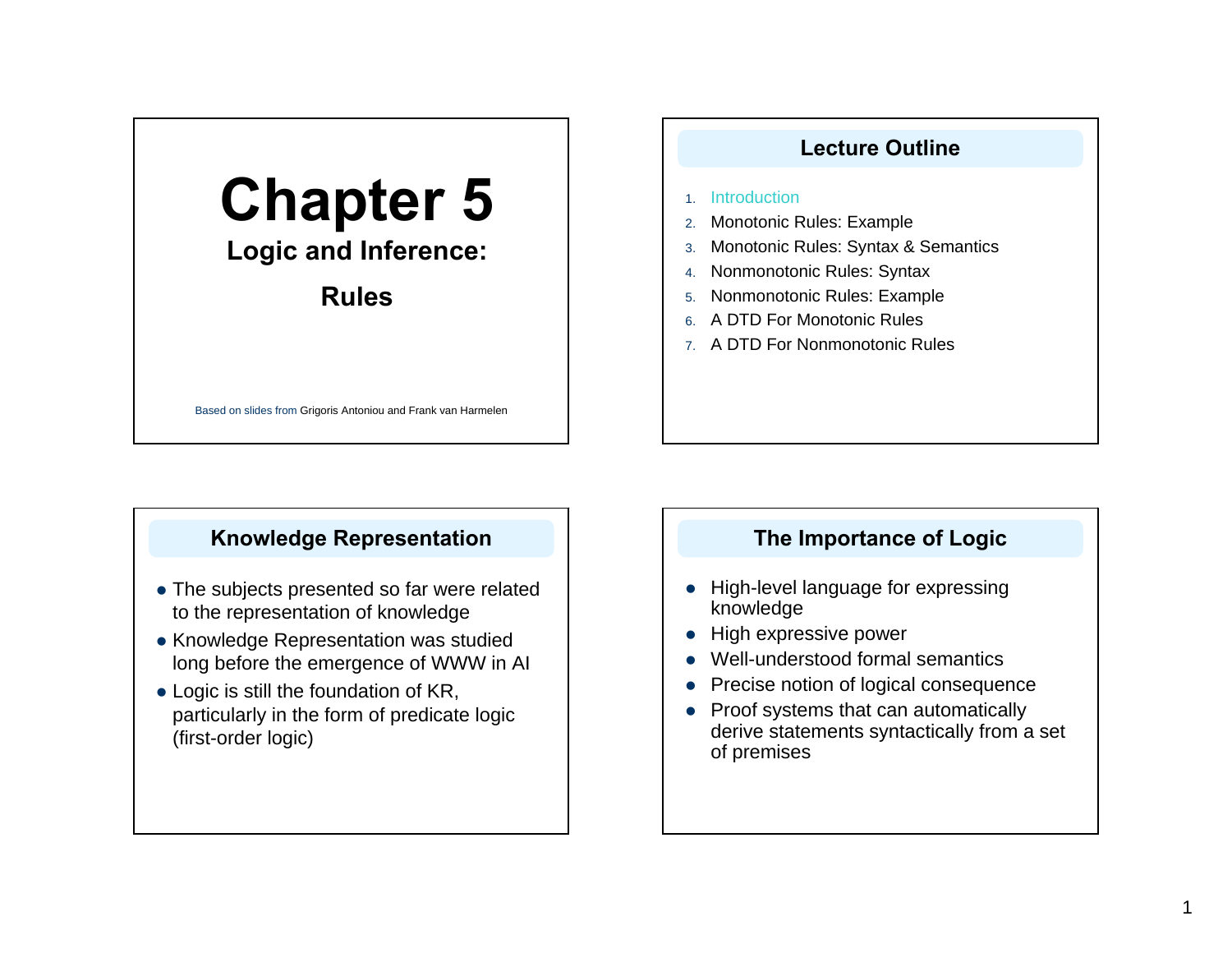# Chapter 5

## Logic and Inference: Rules

Based on slides from Grigoris Antoniou and Frank van Harmelen

## Lecture Outline

1. Introduction
2. Monotonic Rules: Example
3. Monotonic Rules: Syntax & Semantics
4. Nonmonotonic Rules: Syntax
5. Nonmonotonic Rules: Example
6. A DTD For Monotonic Rules
7. A DTD For Nonmonotonic Rules

## Knowledge Representation

- The subjects presented so far were related to the representation of knowledge
- Knowledge Representation was studied long before the emergence of WWW in AI
- Logic is still the foundation of KR, particularly in the form of predicate logic (first-order logic)

## The Importance of Logic

- High-level language for expressing knowledge
- High expressive power
- Well-understood formal semantics
- Precise notion of logical consequence
- Proof systems that can automatically derive statements syntactically from a set of premises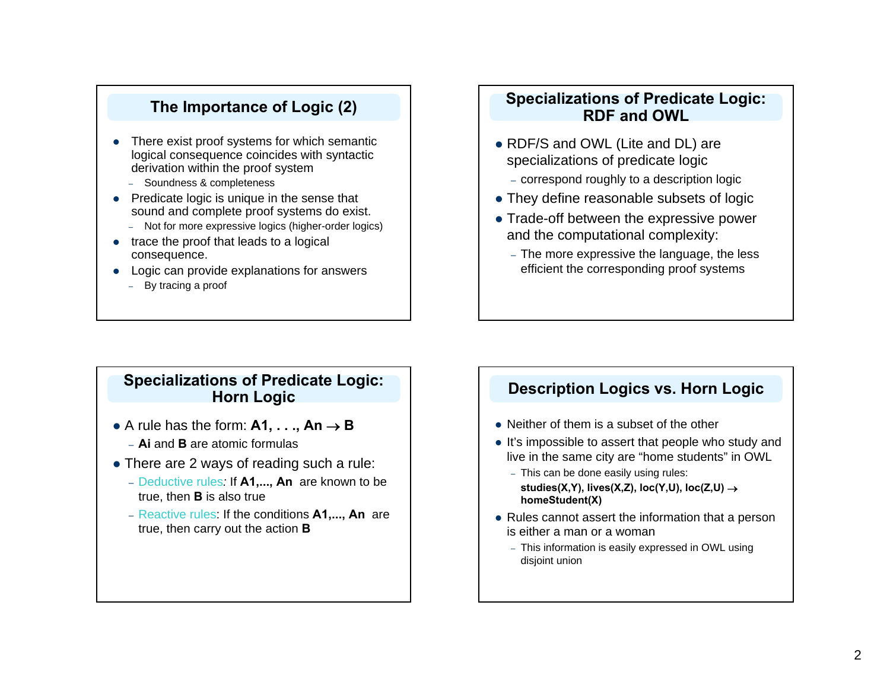## The Importance of Logic (2)

- There exist proof systems for which semantic logical consequence coincides with syntactic derivation within the proof system
  - Soundness & completeness
- Predicate logic is unique in the sense that sound and complete proof systems do exist.
  - Not for more expressive logics (higher-order logics)
- trace the proof that leads to a logical consequence.
- Logic can provide explanations for answers
  - By tracing a proof

## Specializations of Predicate Logic: RDF and OWL

- RDF/S and OWL (Lite and DL) are specializations of predicate logic
  - correspond roughly to a description logic
- They define reasonable subsets of logic
- Trade-off between the expressive power and the computational complexity:
  - The more expressive the language, the less efficient the corresponding proof systems

## Specializations of Predicate Logic: Horn Logic

- A rule has the form: **A1, . . ., An → B**
  - **Ai** and **B** are atomic formulas
- There are 2 ways of reading such a rule:
  - Deductive rules*:* If **A1,..., An** are known to be true, then **B** is also true
  - Reactive rules: If the conditions **A1,..., An** are true, then carry out the action **B**

## Description Logics vs. Horn Logic

- Neither of them is a subset of the other
- It's impossible to assert that people who study and live in the same city are "home students" in OWL
  - This can be done easily using rules:
    **studies(X,Y), lives(X,Z), loc(Y,U), loc(Z,U) → homeStudent(X)**
- Rules cannot assert the information that a person is either a man or a woman
  - This information is easily expressed in OWL using disjoint union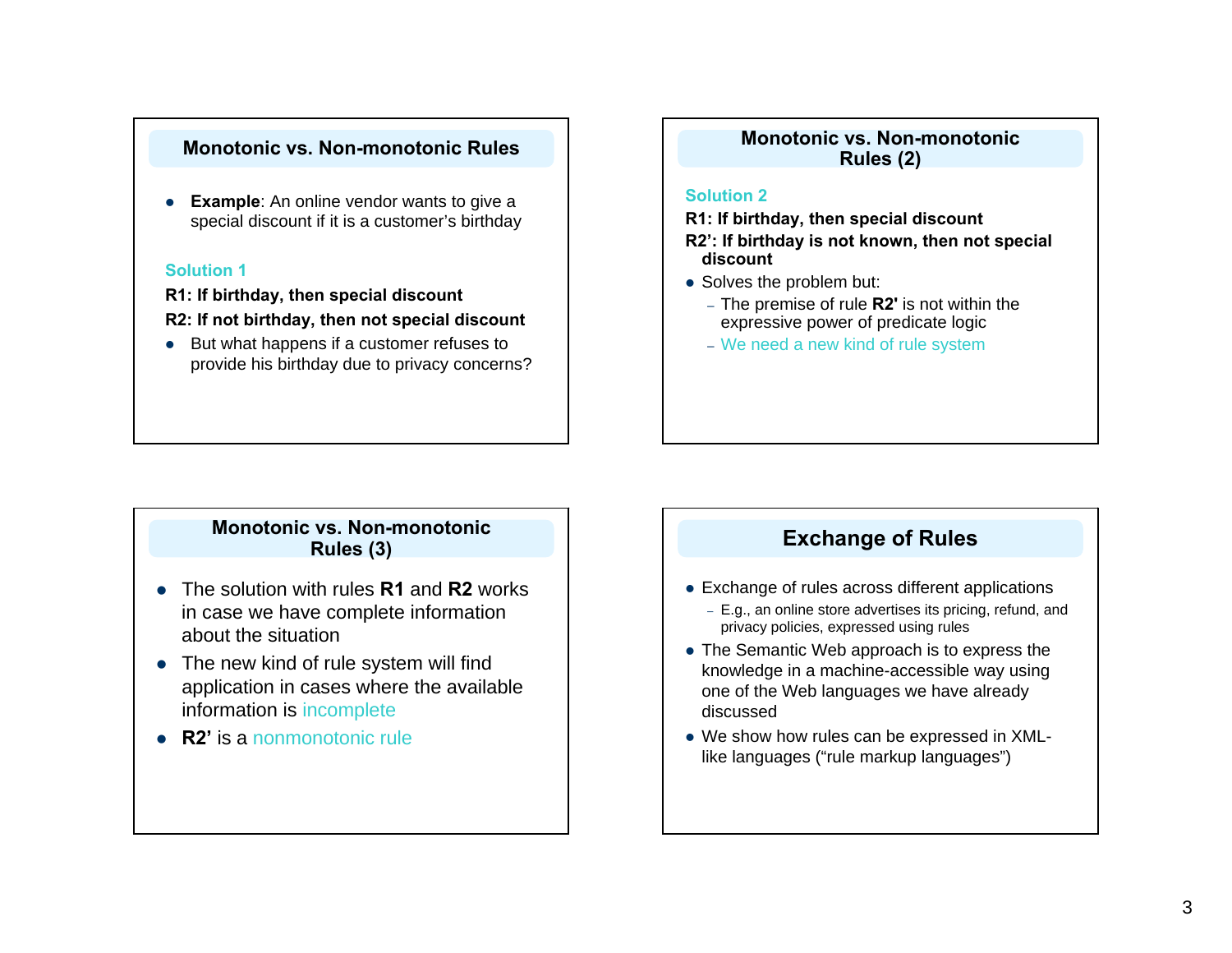## Monotonic vs. Non-monotonic Rules

- **Example**: An online vendor wants to give a special discount if it is a customer's birthday

Solution 1

**R1: If birthday, then special discount**

**R2: If not birthday, then not special discount**

- But what happens if a customer refuses to provide his birthday due to privacy concerns?

## Monotonic vs. Non-monotonic Rules (2)

Solution 2

**R1: If birthday, then special discount**

**R2': If birthday is not known, then not special discount**

- Solves the problem but:
  - The premise of rule **R2'** is not within the expressive power of predicate logic
  - We need a new kind of rule system

## Monotonic vs. Non-monotonic Rules (3)

- The solution with rules **R1** and **R2** works in case we have complete information about the situation
- The new kind of rule system will find application in cases where the available information is incomplete
- **R2'** is a nonmonotonic rule

## Exchange of Rules

- Exchange of rules across different applications
  - E.g., an online store advertises its pricing, refund, and privacy policies, expressed using rules
- The Semantic Web approach is to express the knowledge in a machine-accessible way using one of the Web languages we have already discussed
- We show how rules can be expressed in XML-like languages ("rule markup languages")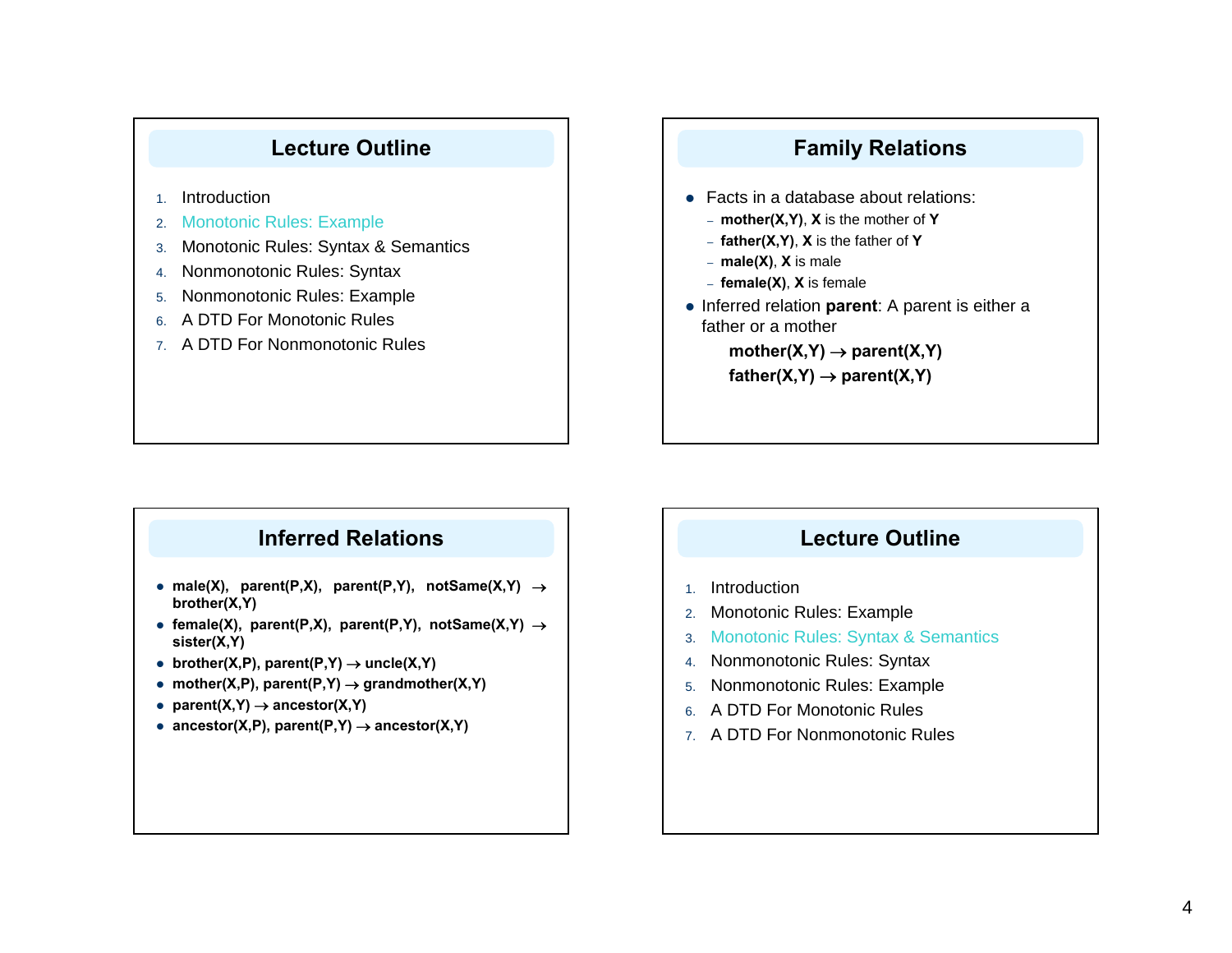## Lecture Outline

1. Introduction
2. Monotonic Rules: Example
3. Monotonic Rules: Syntax & Semantics
4. Nonmonotonic Rules: Syntax
5. Nonmonotonic Rules: Example
6. A DTD For Monotonic Rules
7. A DTD For Nonmonotonic Rules

## Family Relations

- Facts in a database about relations:
  - **mother(X,Y)**, **X** is the mother of **Y**
  - **father(X,Y)**, **X** is the father of **Y**
  - **male(X)**, **X** is male
  - **female(X)**, **X** is female
- Inferred relation **parent**: A parent is either a father or a mother

  **mother(X,Y) → parent(X,Y)**

  **father(X,Y) → parent(X,Y)**

## Inferred Relations

- **male(X), parent(P,X), parent(P,Y), notSame(X,Y) → brother(X,Y)**
- **female(X), parent(P,X), parent(P,Y), notSame(X,Y) → sister(X,Y)**
- **brother(X,P), parent(P,Y) → uncle(X,Y)**
- **mother(X,P), parent(P,Y) → grandmother(X,Y)**
- **parent(X,Y) → ancestor(X,Y)**
- **ancestor(X,P), parent(P,Y) → ancestor(X,Y)**

## Lecture Outline

1. Introduction
2. Monotonic Rules: Example
3. Monotonic Rules: Syntax & Semantics
4. Nonmonotonic Rules: Syntax
5. Nonmonotonic Rules: Example
6. A DTD For Monotonic Rules
7. A DTD For Nonmonotonic Rules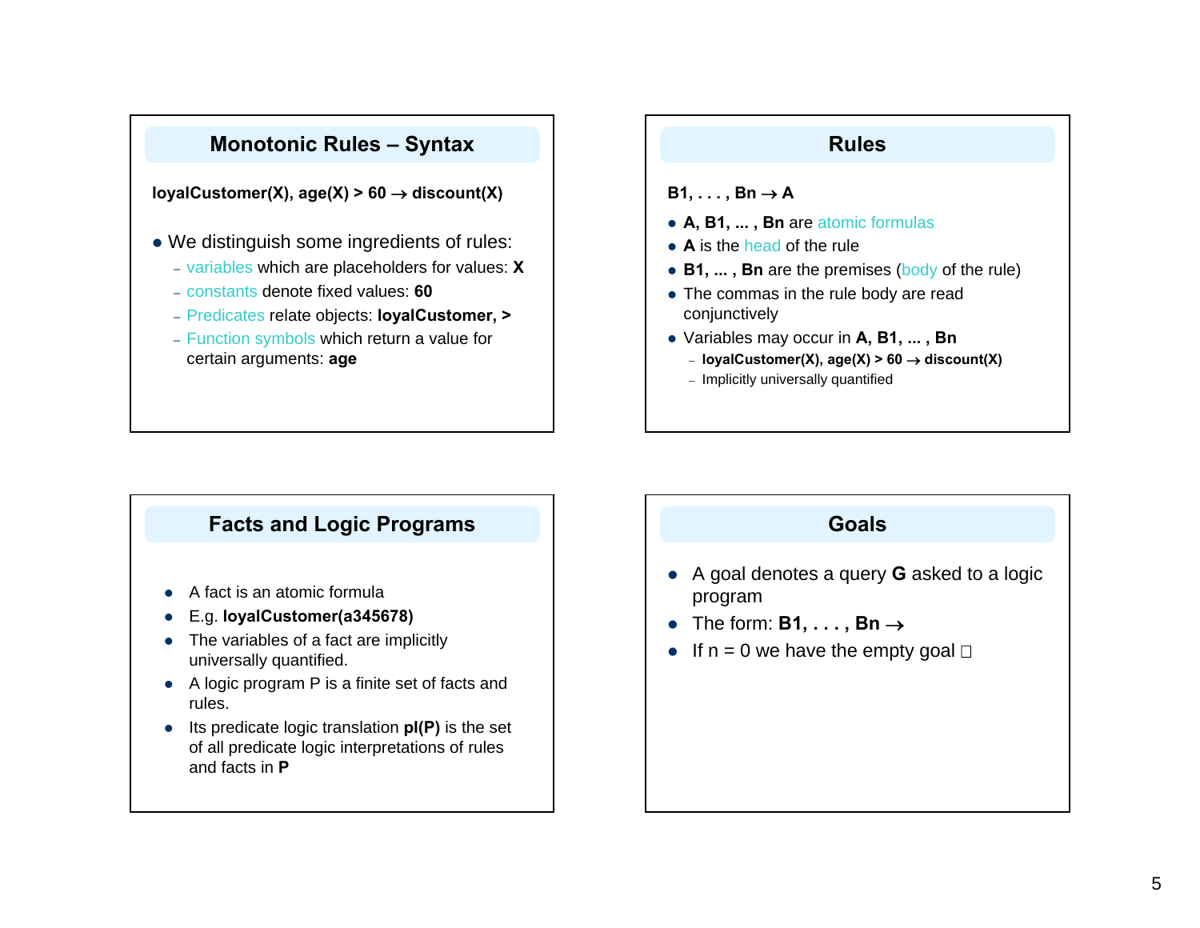## Monotonic Rules – Syntax

**loyalCustomer(X), age(X) > 60 → discount(X)**

- We distinguish some ingredients of rules:
  - variables which are placeholders for values: **X**
  - constants denote fixed values: **60**
  - Predicates relate objects: **loyalCustomer, >**
  - Function symbols which return a value for certain arguments: **age**

## Rules

**B1, . . . , Bn → A**

- **A, B1, ... , Bn** are atomic formulas
- **A** is the head of the rule
- **B1, ... , Bn** are the premises (body of the rule)
- The commas in the rule body are read conjunctively
- Variables may occur in **A, B1, ... , Bn**
  - **loyalCustomer(X), age(X) > 60 → discount(X)**
  - Implicitly universally quantified

## Facts and Logic Programs

- A fact is an atomic formula
- E.g. **loyalCustomer(a345678)**
- The variables of a fact are implicitly universally quantified.
- A logic program P is a finite set of facts and rules.
- Its predicate logic translation **pl(P)** is the set of all predicate logic interpretations of rules and facts in **P**

## Goals

- A goal denotes a query **G** asked to a logic program
- The form: **B1, . . . , Bn →**
- If n = 0 we have the empty goal □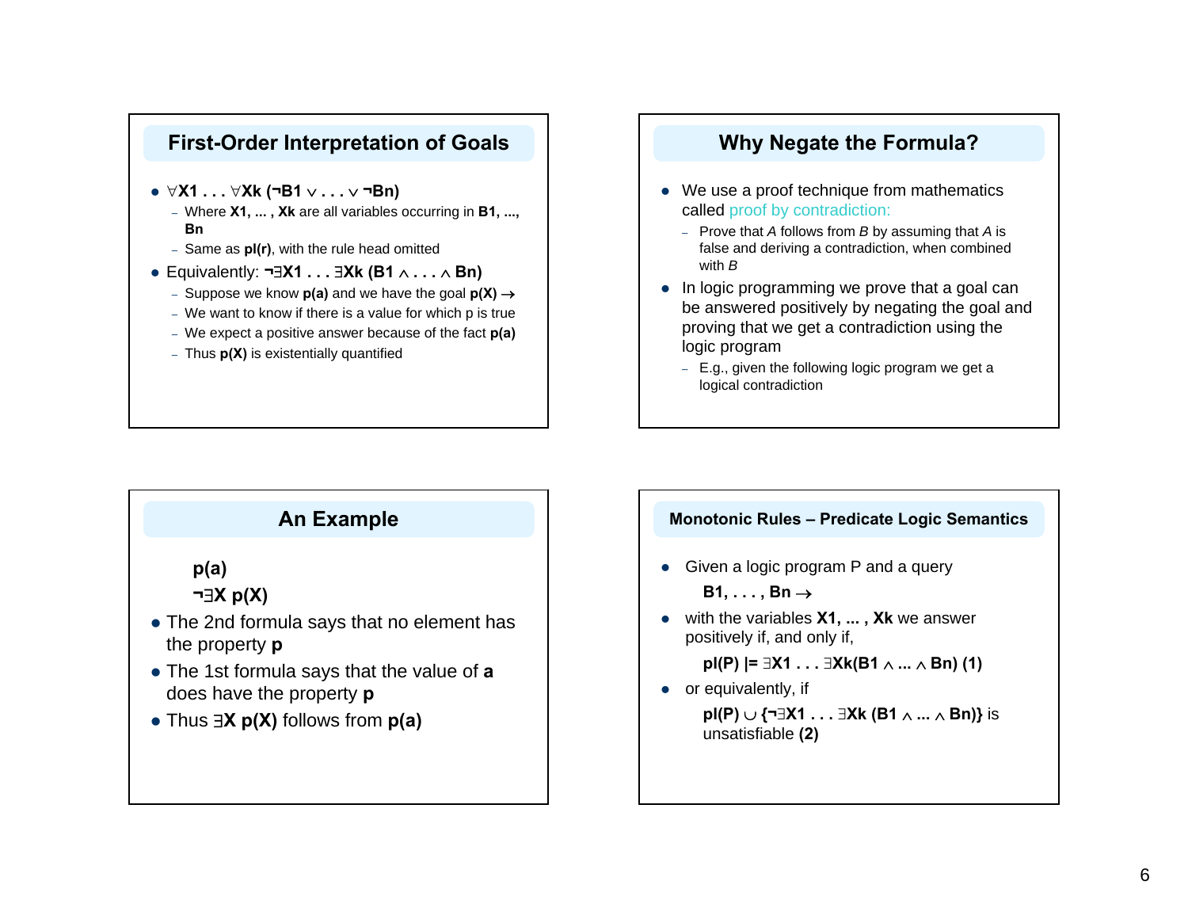## First-Order Interpretation of Goals

- $\forall$**X1 . . .** $\forall$**Xk (¬B1** $\vee$ **. . .** $\vee$ **¬Bn)**
  - Where **X1, ... , Xk** are all variables occurring in **B1, ..., Bn**
  - Same as **pl(r)**, with the rule head omitted
- Equivalently: **¬**$\exists$**X1 . . .** $\exists$**Xk (B1** $\wedge$ **. . .** $\wedge$ **Bn)**
  - Suppose we know **p(a)** and we have the goal **p(X)** $\rightarrow$
  - We want to know if there is a value for which p is true
  - We expect a positive answer because of the fact **p(a)**
  - Thus **p(X)** is existentially quantified

## Why Negate the Formula?

- We use a proof technique from mathematics called proof by contradiction:
  - Prove that *A* follows from *B* by assuming that *A* is false and deriving a contradiction, when combined with *B*
- In logic programming we prove that a goal can be answered positively by negating the goal and proving that we get a contradiction using the logic program
  - E.g., given the following logic program we get a logical contradiction

## An Example

**p(a)**

**¬**$\exists$**X p(X)**

- The 2nd formula says that no element has the property **p**
- The 1st formula says that the value of **a** does have the property **p**
- Thus $\exists$**X p(X)** follows from **p(a)**

## Monotonic Rules – Predicate Logic Semantics

- Given a logic program P and a query

  **B1, . . . , Bn** $\rightarrow$

- with the variables **X1, ... , Xk** we answer positively if, and only if,

  **pl(P) |=** $\exists$**X1 . . .** $\exists$**Xk(B1** $\wedge$ **...** $\wedge$ **Bn) (1)**

- or equivalently, if

  **pl(P)** $\cup$ **{¬**$\exists$**X1 . . .** $\exists$**Xk (B1** $\wedge$ **...** $\wedge$ **Bn)}** is unsatisfiable **(2)**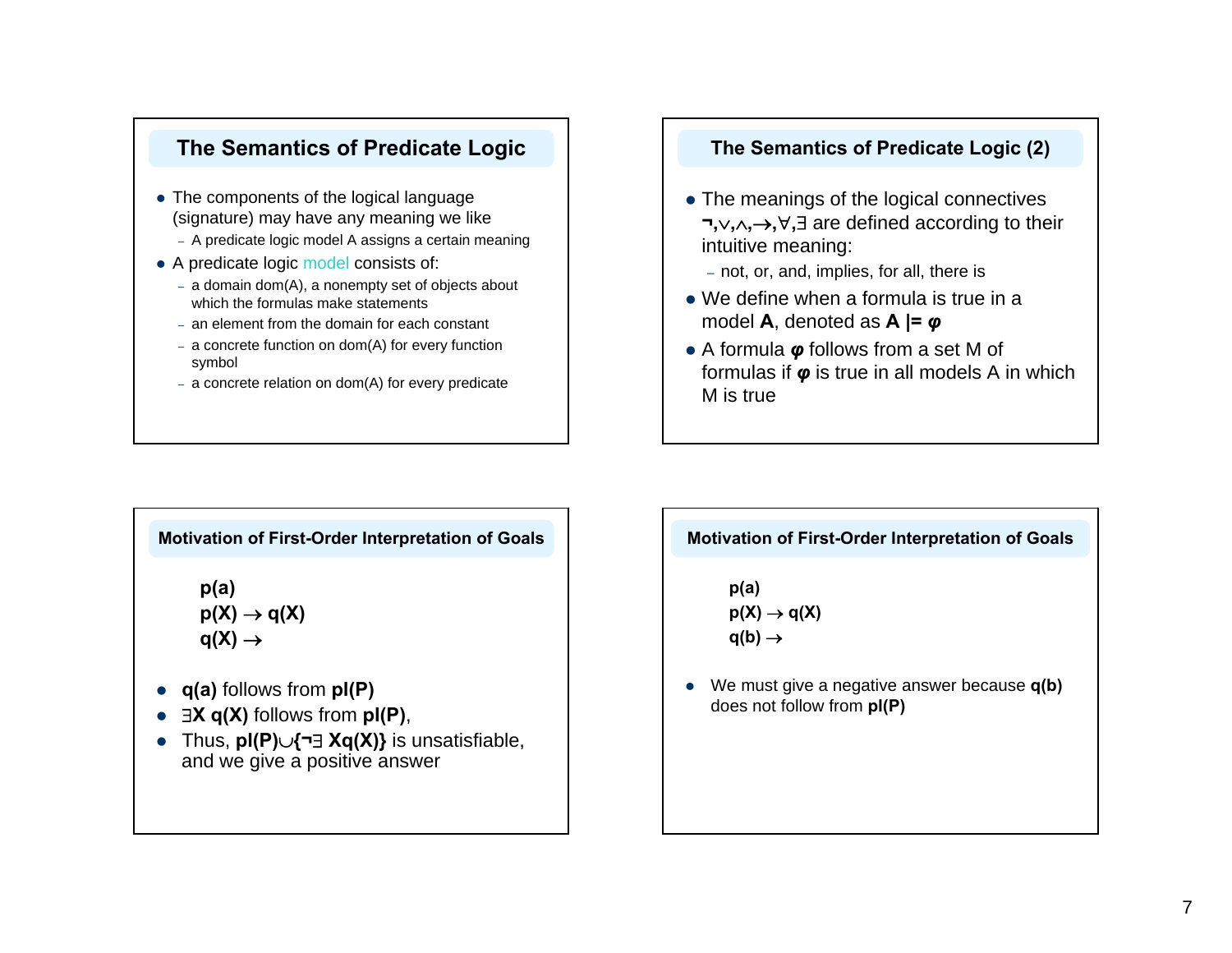## The Semantics of Predicate Logic

- The components of the logical language (signature) may have any meaning we like
  - A predicate logic model A assigns a certain meaning
- A predicate logic model consists of:
  - a domain dom(A), a nonempty set of objects about which the formulas make statements
  - an element from the domain for each constant
  - a concrete function on dom(A) for every function symbol
  - a concrete relation on dom(A) for every predicate

## The Semantics of Predicate Logic (2)

- The meanings of the logical connectives $\neg, \vee, \wedge, \rightarrow, \forall, \exists$ are defined according to their intuitive meaning:
  - not, or, and, implies, for all, there is
- We define when a formula is true in a model **A**, denoted as $\mathbf{A} \models \varphi$
- A formula $\varphi$ follows from a set M of formulas if $\varphi$ is true in all models A in which M is true

## Motivation of First-Order Interpretation of Goals

**p(a)**
**p(X) → q(X)**
**q(X) →**

- **q(a)** follows from **pl(P)**
- $\exists$**X q(X)** follows from **pl(P)**,
- Thus, **pl(P)∪{¬∃ Xq(X)}** is unsatisfiable, and we give a positive answer

## Motivation of First-Order Interpretation of Goals

**p(a)**
**p(X) → q(X)**
**q(b) →**

- We must give a negative answer because **q(b)** does not follow from **pl(P)**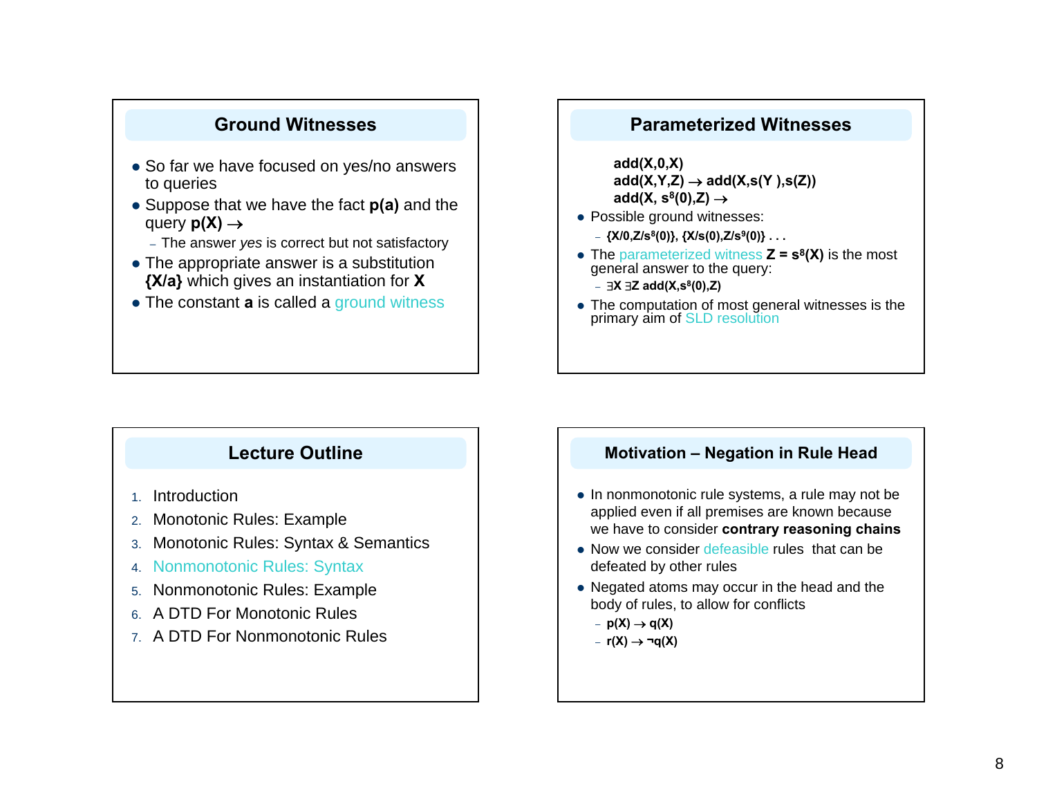## Ground Witnesses

- So far we have focused on yes/no answers to queries
- Suppose that we have the fact **p(a)** and the query **p(X)** $\rightarrow$
  - The answer *yes* is correct but not satisfactory
- The appropriate answer is a substitution **{X/a}** which gives an instantiation for **X**
- The constant **a** is called a ground witness

## Parameterized Witnesses

**add(X,0,X)**
**add(X,Y,Z)** $\rightarrow$ **add(X,s(Y ),s(Z))**
**add(X, $s^8$(0),Z)** $\rightarrow$

- Possible ground witnesses:
  - **{X/0,Z/$s^8$(0)}, {X/s(0),Z/$s^9$(0)} . . .**
- The parameterized witness **Z = $s^8$(X)** is the most general answer to the query:
  - $\exists$**X** $\exists$**Z add(X,$s^8$(0),Z)**
- The computation of most general witnesses is the primary aim of SLD resolution

## Lecture Outline

1. Introduction
2. Monotonic Rules: Example
3. Monotonic Rules: Syntax & Semantics
4. Nonmonotonic Rules: Syntax
5. Nonmonotonic Rules: Example
6. A DTD For Monotonic Rules
7. A DTD For Nonmonotonic Rules

## Motivation – Negation in Rule Head

- In nonmonotonic rule systems, a rule may not be applied even if all premises are known because we have to consider **contrary reasoning chains**
- Now we consider defeasible rules that can be defeated by other rules
- Negated atoms may occur in the head and the body of rules, to allow for conflicts
  - **p(X)** $\rightarrow$ **q(X)**
  - **r(X)** $\rightarrow$ **¬q(X)**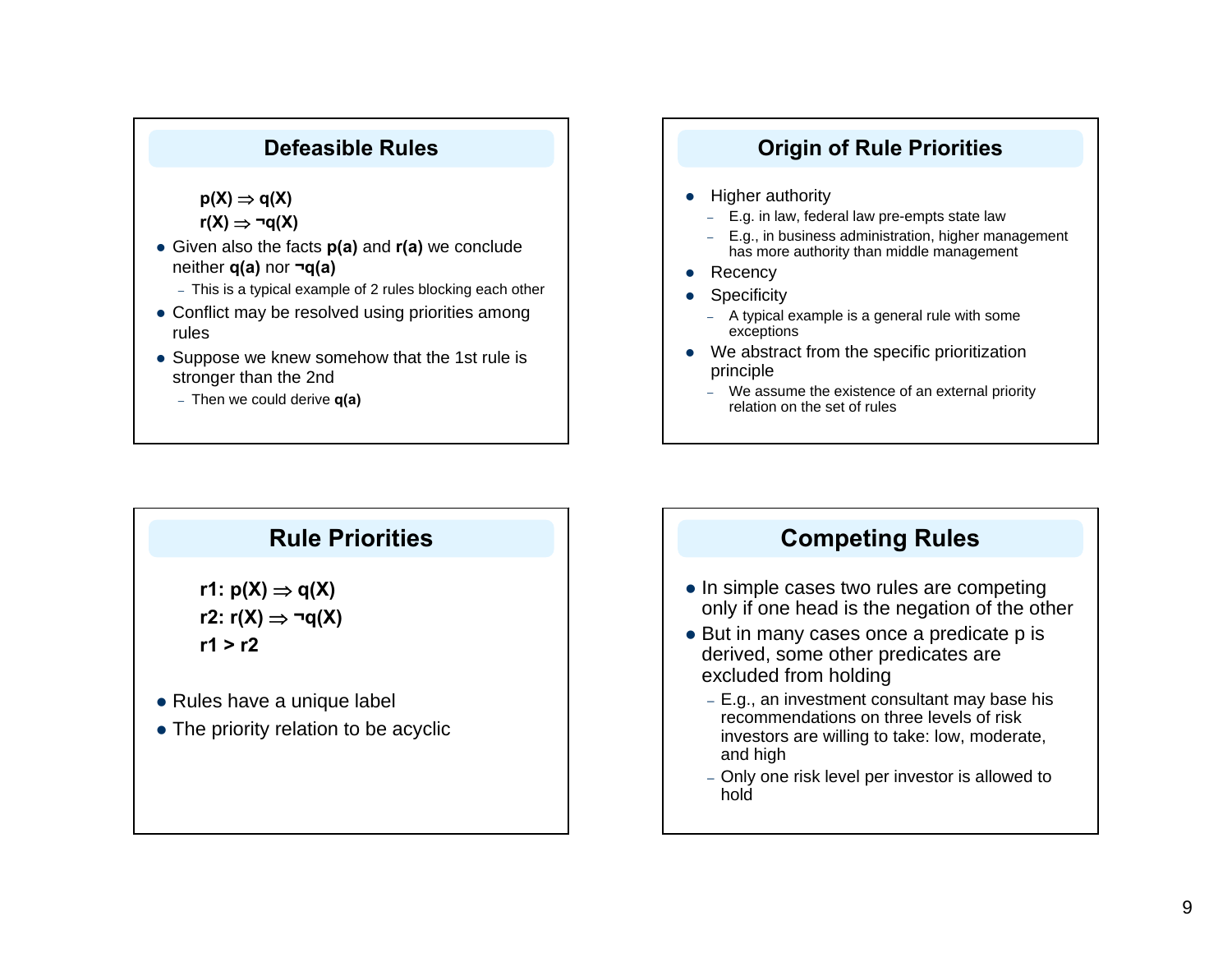## Defeasible Rules

**$p(X) \Rightarrow q(X)$**

**$r(X) \Rightarrow \neg q(X)$**

- Given also the facts **p(a)** and **r(a)** we conclude neither **q(a)** nor **¬q(a)**
  - This is a typical example of 2 rules blocking each other
- Conflict may be resolved using priorities among rules
- Suppose we knew somehow that the 1st rule is stronger than the 2nd
  - Then we could derive **q(a)**

## Origin of Rule Priorities

- Higher authority
  - E.g. in law, federal law pre-empts state law
  - E.g., in business administration, higher management has more authority than middle management
- Recency
- Specificity
  - A typical example is a general rule with some exceptions
- We abstract from the specific prioritization principle
  - We assume the existence of an external priority relation on the set of rules

## Rule Priorities

**r1: $p(X) \Rightarrow q(X)$**

**r2: $r(X) \Rightarrow \neg q(X)$**

**r1 > r2**

- Rules have a unique label
- The priority relation to be acyclic

## Competing Rules

- In simple cases two rules are competing only if one head is the negation of the other
- But in many cases once a predicate p is derived, some other predicates are excluded from holding
  - E.g., an investment consultant may base his recommendations on three levels of risk investors are willing to take: low, moderate, and high
  - Only one risk level per investor is allowed to hold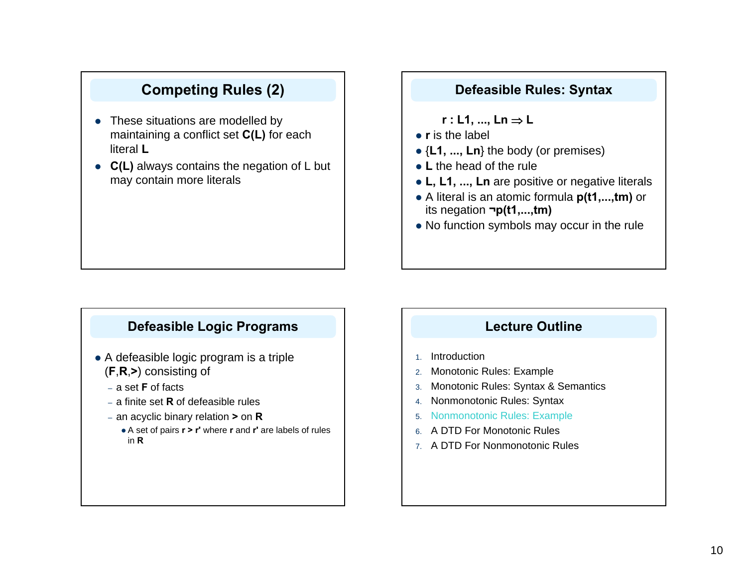## Competing Rules (2)

- These situations are modelled by maintaining a conflict set **C(L)** for each literal **L**
- **C(L)** always contains the negation of L but may contain more literals

## Defeasible Rules: Syntax

**r : L1, ..., Ln ⇒ L**

- **r** is the label
- {**L1, ..., Ln**} the body (or premises)
- **L** the head of the rule
- **L, L1, ..., Ln** are positive or negative literals
- A literal is an atomic formula **p(t1,...,tm)** or its negation **¬p(t1,...,tm)**
- No function symbols may occur in the rule

## Defeasible Logic Programs

- A defeasible logic program is a triple (**F**,**R**,**>**) consisting of
  - a set **F** of facts
  - a finite set **R** of defeasible rules
  - an acyclic binary relation **>** on **R**
    - A set of pairs **r > r'** where **r** and **r'** are labels of rules in **R**

## Lecture Outline

1. Introduction
2. Monotonic Rules: Example
3. Monotonic Rules: Syntax & Semantics
4. Nonmonotonic Rules: Syntax
5. Nonmonotonic Rules: Example
6. A DTD For Monotonic Rules
7. A DTD For Nonmonotonic Rules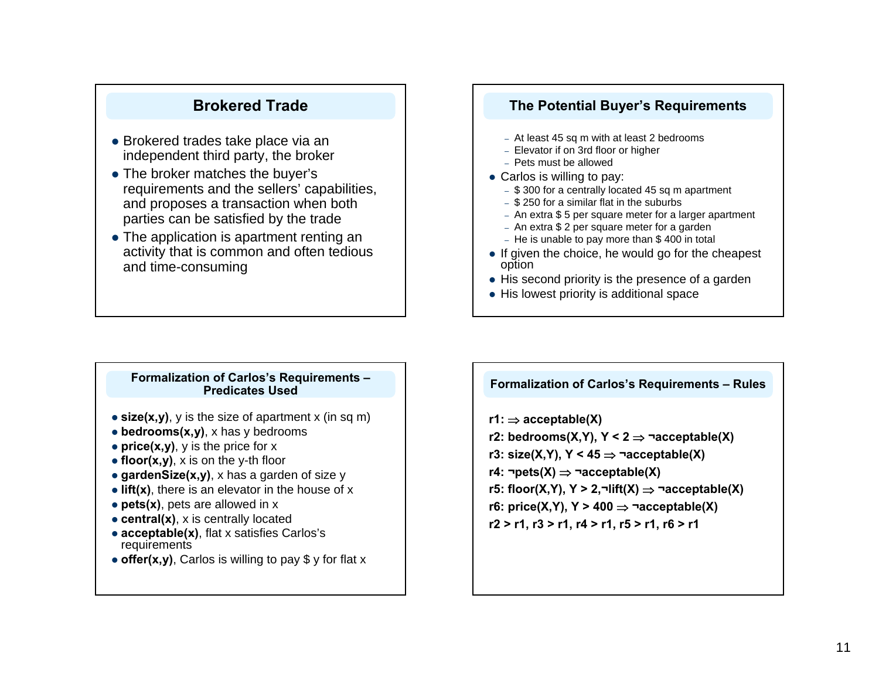## Brokered Trade

- Brokered trades take place via an independent third party, the broker
- The broker matches the buyer's requirements and the sellers' capabilities, and proposes a transaction when both parties can be satisfied by the trade
- The application is apartment renting an activity that is common and often tedious and time-consuming

## The Potential Buyer's Requirements

  - At least 45 sq m with at least 2 bedrooms
  - Elevator if on 3rd floor or higher
  - Pets must be allowed
- Carlos is willing to pay:
  - $ 300 for a centrally located 45 sq m apartment
  - $ 250 for a similar flat in the suburbs
  - An extra $ 5 per square meter for a larger apartment
  - An extra $ 2 per square meter for a garden
  - He is unable to pay more than $ 400 in total
- If given the choice, he would go for the cheapest option
- His second priority is the presence of a garden
- His lowest priority is additional space

## Formalization of Carlos's Requirements – Predicates Used

- **size(x,y)**, y is the size of apartment x (in sq m)
- **bedrooms(x,y)**, x has y bedrooms
- **price(x,y)**, y is the price for x
- **floor(x,y)**, x is on the y-th floor
- **gardenSize(x,y)**, x has a garden of size y
- **lift(x)**, there is an elevator in the house of x
- **pets(x)**, pets are allowed in x
- **central(x)**, x is centrally located
- **acceptable(x)**, flat x satisfies Carlos's requirements
- **offer(x,y)**, Carlos is willing to pay $ y for flat x

## Formalization of Carlos's Requirements – Rules

**r1: $\Rightarrow$ acceptable(X)**

**r2: bedrooms(X,Y), Y < 2 $\Rightarrow$ ¬acceptable(X)**

**r3: size(X,Y), Y < 45 $\Rightarrow$ ¬acceptable(X)**

**r4: ¬pets(X) $\Rightarrow$ ¬acceptable(X)**

**r5: floor(X,Y), Y > 2,¬lift(X) $\Rightarrow$ ¬acceptable(X)**

**r6: price(X,Y), Y > 400 $\Rightarrow$ ¬acceptable(X)**

**r2 > r1, r3 > r1, r4 > r1, r5 > r1, r6 > r1**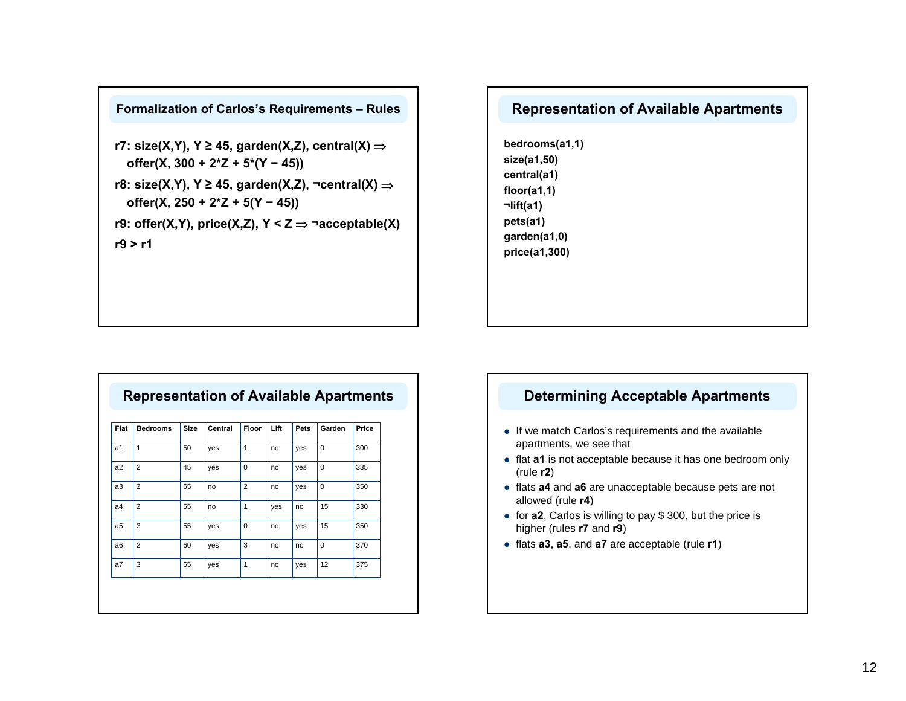## Formalization of Carlos's Requirements – Rules

**r7: size(X,Y), Y ≥ 45, garden(X,Z), central(X) ⇒ offer(X, 300 + 2*Z + 5*(Y − 45))**

**r8: size(X,Y), Y ≥ 45, garden(X,Z), ¬central(X) ⇒ offer(X, 250 + 2*Z + 5(Y − 45))**

**r9: offer(X,Y), price(X,Z), Y < Z ⇒ ¬acceptable(X)**

**r9 > r1**

## Representation of Available Apartments

**bedrooms(a1,1)**
**size(a1,50)**
**central(a1)**
**floor(a1,1)**
**¬lift(a1)**
**pets(a1)**
**garden(a1,0)**
**price(a1,300)**

## Representation of Available Apartments

| Flat | Bedrooms | Size | Central | Floor | Lift | Pets | Garden | Price |
|---|---|---|---|---|---|---|---|---|
| a1 | 1 | 50 | yes | 1 | no | yes | 0 | 300 |
| a2 | 2 | 45 | yes | 0 | no | yes | 0 | 335 |
| a3 | 2 | 65 | no | 2 | no | yes | 0 | 350 |
| a4 | 2 | 55 | no | 1 | yes | no | 15 | 330 |
| a5 | 3 | 55 | yes | 0 | no | yes | 15 | 350 |
| a6 | 2 | 60 | yes | 3 | no | no | 0 | 370 |
| a7 | 3 | 65 | yes | 1 | no | yes | 12 | 375 |

## Determining Acceptable Apartments

- If we match Carlos's requirements and the available apartments, we see that
- flat **a1** is not acceptable because it has one bedroom only (rule **r2**)
- flats **a4** and **a6** are unacceptable because pets are not allowed (rule **r4**)
- for **a2**, Carlos is willing to pay $ 300, but the price is higher (rules **r7** and **r9**)
- flats **a3**, **a5**, and **a7** are acceptable (rule **r1**)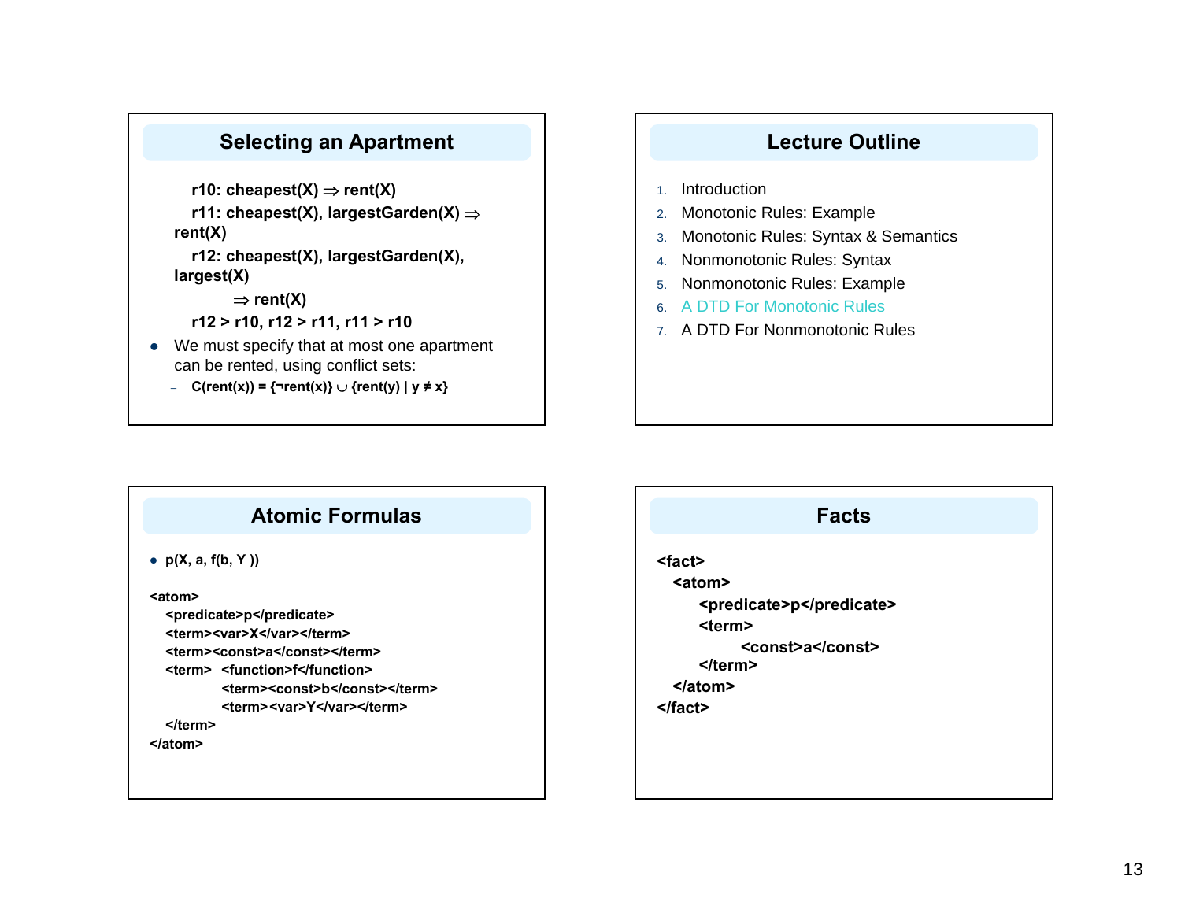## Selecting an Apartment

**r10: cheapest(X) ⇒ rent(X)**

**r11: cheapest(X), largestGarden(X) ⇒ rent(X)**

**r12: cheapest(X), largestGarden(X), largest(X) ⇒ rent(X)**

**r12 > r10, r12 > r11, r11 > r10**

- We must specify that at most one apartment can be rented, using conflict sets:
  - **C(rent(x)) = {¬rent(x)} ∪ {rent(y) | y ≠ x}**

## Lecture Outline

1. Introduction
2. Monotonic Rules: Example
3. Monotonic Rules: Syntax & Semantics
4. Nonmonotonic Rules: Syntax
5. Nonmonotonic Rules: Example
6. A DTD For Monotonic Rules
7. A DTD For Nonmonotonic Rules

## Atomic Formulas

- **p(X, a, f(b, Y ))**

```
<atom>
   <predicate>p</predicate>
   <term><var>X</var></term>
   <term><const>a</const></term>
   <term>   <function>f</function>
            <term><const>b</const></term>
            <term><var>Y</var></term>
   </term>
</atom>
```

## Facts

```
<fact>
   <atom>
      <predicate>p</predicate>
      <term>
            <const>a</const>
      </term>
   </atom>
</fact>
```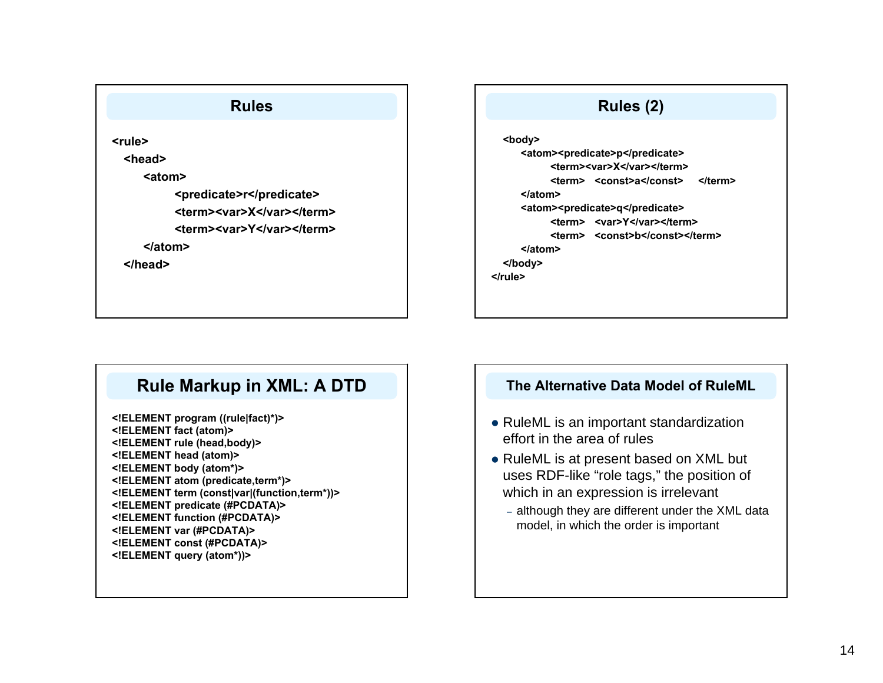## Rules

```
<rule>
  <head>
    <atom>
      <predicate>r</predicate>
      <term><var>X</var></term>
      <term><var>Y</var></term>
    </atom>
  </head>
```

## Rules (2)

```
  <body>
    <atom><predicate>p</predicate>
      <term><var>X</var></term>
      <term>  <const>a</const>   </term>
    </atom>
    <atom><predicate>q</predicate>
      <term>  <var>Y</var></term>
      <term>  <const>b</const></term>
    </atom>
  </body>
</rule>
```

## Rule Markup in XML: A DTD

```
<!ELEMENT program ((rule|fact)*)>
<!ELEMENT fact (atom)>
<!ELEMENT rule (head,body)>
<!ELEMENT head (atom)>
<!ELEMENT body (atom*)>
<!ELEMENT atom (predicate,term*)>
<!ELEMENT term (const|var|(function,term*))>
<!ELEMENT predicate (#PCDATA)>
<!ELEMENT function (#PCDATA)>
<!ELEMENT var (#PCDATA)>
<!ELEMENT const (#PCDATA)>
<!ELEMENT query (atom*))>
```

## The Alternative Data Model of RuleML

- RuleML is an important standardization effort in the area of rules
- RuleML is at present based on XML but uses RDF-like “role tags,” the position of which in an expression is irrelevant
  - although they are different under the XML data model, in which the order is important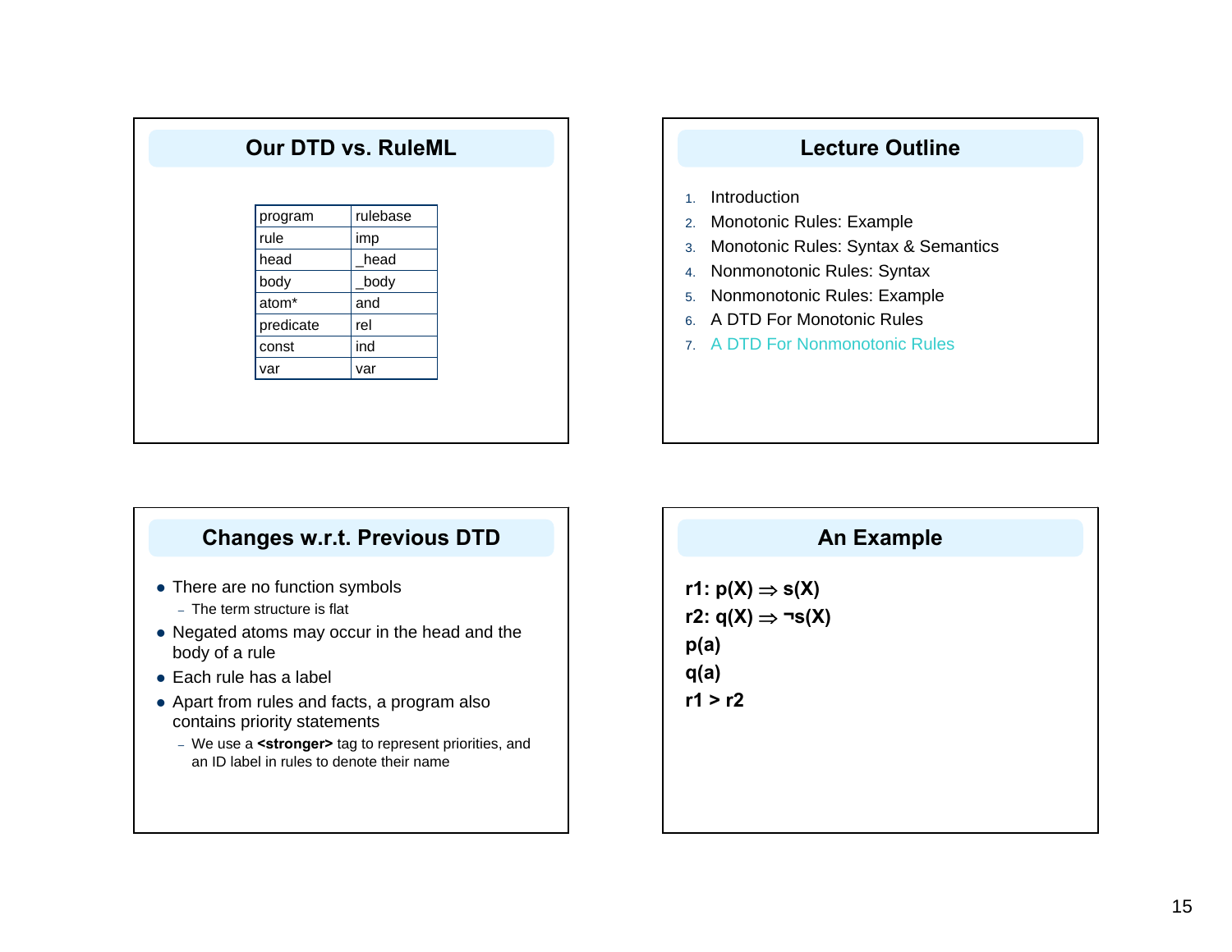## Our DTD vs. RuleML

| | |
|---|---|
| program | rulebase |
| rule | imp |
| head | _head |
| body | _body |
| atom* | and |
| predicate | rel |
| const | ind |
| var | var |

## Lecture Outline

1. Introduction
2. Monotonic Rules: Example
3. Monotonic Rules: Syntax & Semantics
4. Nonmonotonic Rules: Syntax
5. Nonmonotonic Rules: Example
6. A DTD For Monotonic Rules
7. A DTD For Nonmonotonic Rules

## Changes w.r.t. Previous DTD

- There are no function symbols
  - The term structure is flat
- Negated atoms may occur in the head and the body of a rule
- Each rule has a label
- Apart from rules and facts, a program also contains priority statements
  - We use a **<stronger>** tag to represent priorities, and an ID label in rules to denote their name

## An Example

**r1: $p(X) \Rightarrow s(X)$**

**r2: $q(X) \Rightarrow \neg s(X)$**

**p(a)**

**q(a)**

**r1 > r2**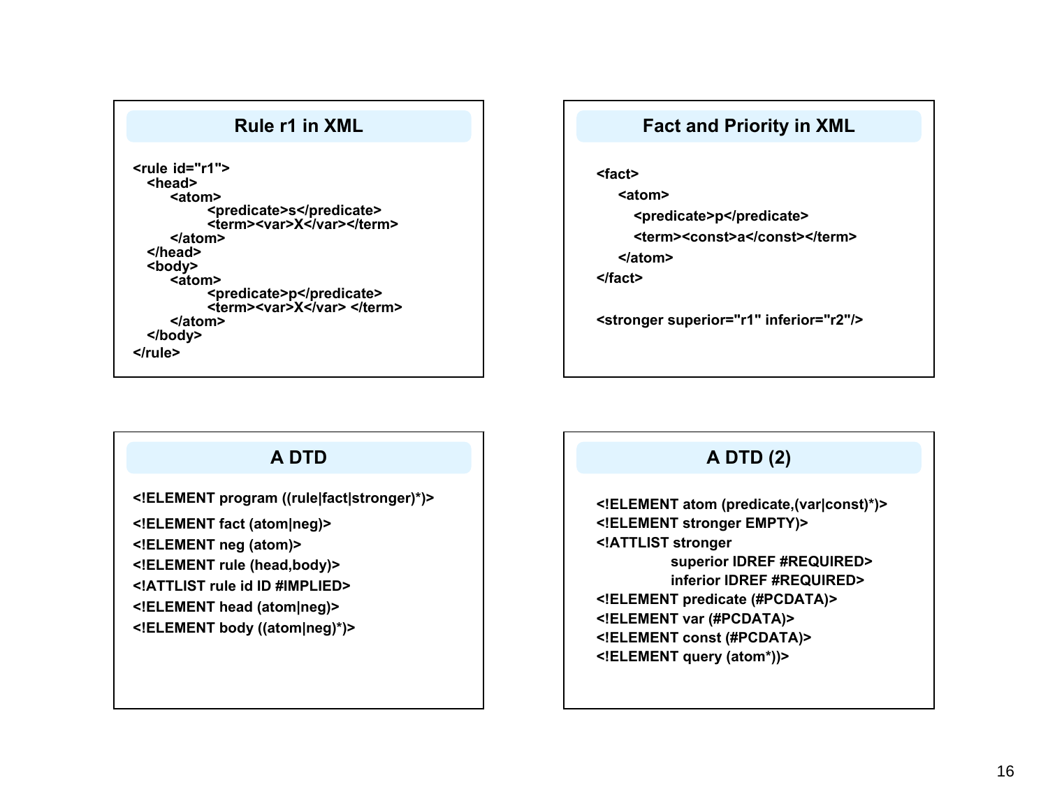## Rule r1 in XML

```
<rule id="r1">
   <head>
        <atom>
                <predicate>s</predicate>
                <term><var>X</var></term>
        </atom>
   </head>
   <body>
        <atom>
                <predicate>p</predicate>
                <term><var>X</var> </term>
        </atom>
   </body>
</rule>
```

## Fact and Priority in XML

```
<fact>
    <atom>
       <predicate>p</predicate>
       <term><const>a</const></term>
    </atom>
</fact>

<stronger superior="r1" inferior="r2"/>
```

## A DTD

```
<!ELEMENT program ((rule|fact|stronger)*)>
<!ELEMENT fact (atom|neg)>
<!ELEMENT neg (atom)>
<!ELEMENT rule (head,body)>
<!ATTLIST rule id ID #IMPLIED>
<!ELEMENT head (atom|neg)>
<!ELEMENT body ((atom|neg)*)>
```

## A DTD (2)

```
<!ELEMENT atom (predicate,(var|const)*)>
<!ELEMENT stronger EMPTY)>
<!ATTLIST stronger
            superior IDREF #REQUIRED>
            inferior IDREF #REQUIRED>
<!ELEMENT predicate (#PCDATA)>
<!ELEMENT var (#PCDATA)>
<!ELEMENT const (#PCDATA)>
<!ELEMENT query (atom*))>
```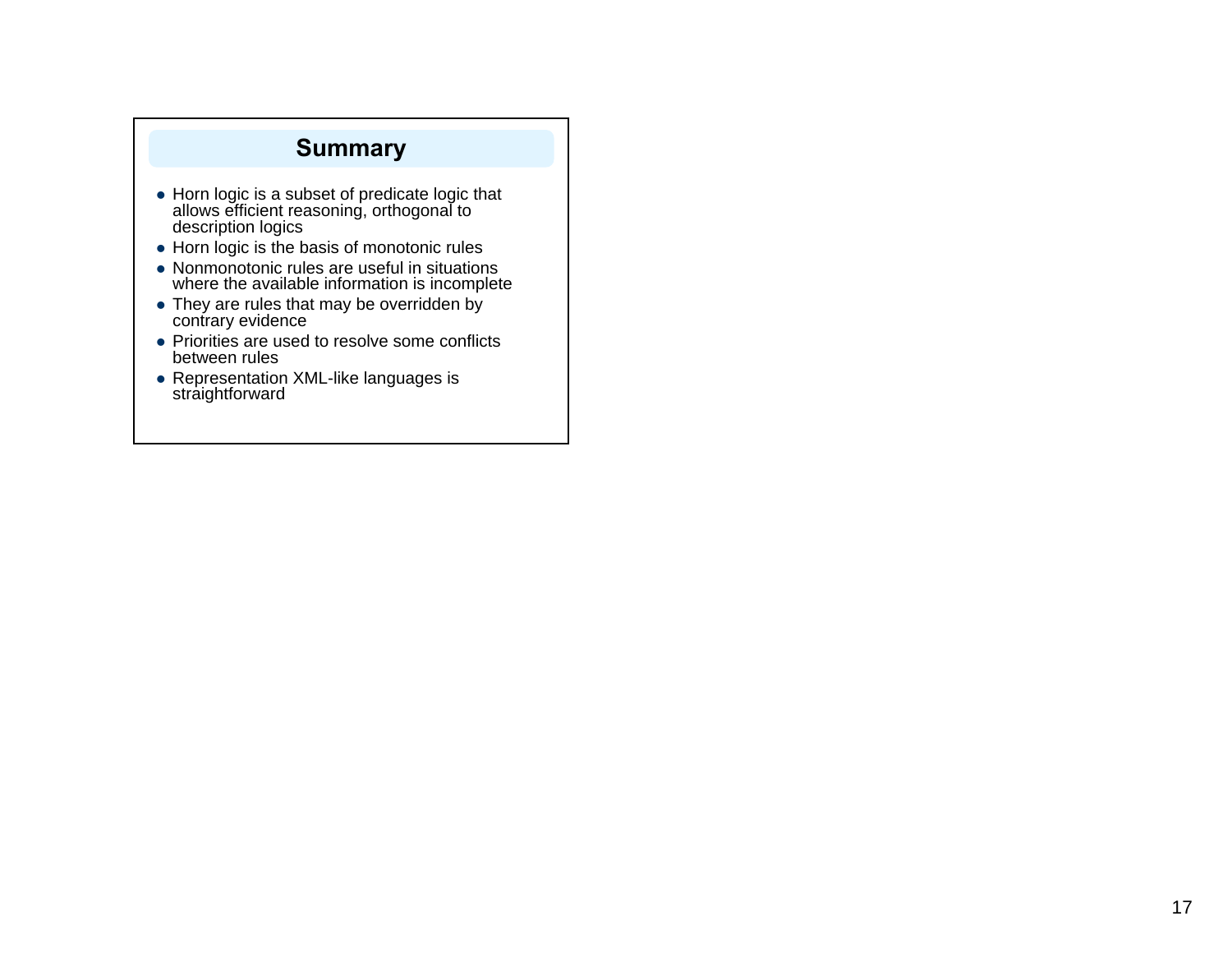## Summary

- Horn logic is a subset of predicate logic that allows efficient reasoning, orthogonal to description logics
- Horn logic is the basis of monotonic rules
- Nonmonotonic rules are useful in situations where the available information is incomplete
- They are rules that may be overridden by contrary evidence
- Priorities are used to resolve some conflicts between rules
- Representation XML-like languages is straightforward